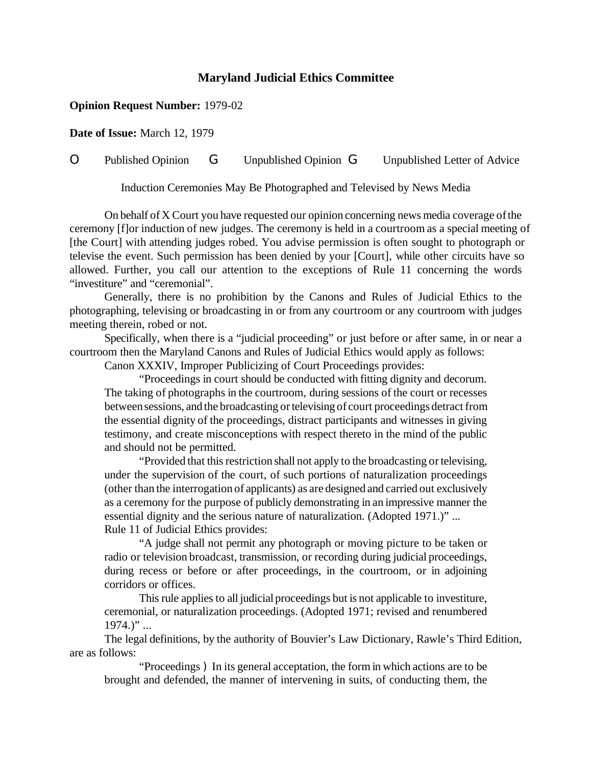# Maryland Judicial Ethics Committee

**Opinion Request Number:** 1979-02

**Date of Issue:** March 12, 1979

O Published Opinion G Unpublished Opinion G Unpublished Letter of Advice

Induction Ceremonies May Be Photographed and Televised by News Media

On behalf of X Court you have requested our opinion concerning news media coverage of the ceremony [f]or induction of new judges. The ceremony is held in a courtroom as a special meeting of [the Court] with attending judges robed. You advise permission is often sought to photograph or televise the event. Such permission has been denied by your [Court], while other circuits have so allowed. Further, you call our attention to the exceptions of Rule 11 concerning the words "investiture" and "ceremonial".

Generally, there is no prohibition by the Canons and Rules of Judicial Ethics to the photographing, televising or broadcasting in or from any courtroom or any courtroom with judges meeting therein, robed or not.

Specifically, when there is a "judicial proceeding" or just before or after same, in or near a courtroom then the Maryland Canons and Rules of Judicial Ethics would apply as follows:

Canon XXXIV, Improper Publicizing of Court Proceedings provides:

> "Proceedings in court should be conducted with fitting dignity and decorum. The taking of photographs in the courtroom, during sessions of the court or recesses between sessions, and the broadcasting or televising of court proceedings detract from the essential dignity of the proceedings, distract participants and witnesses in giving testimony, and create misconceptions with respect thereto in the mind of the public and should not be permitted.
>
> "Provided that this restriction shall not apply to the broadcasting or televising, under the supervision of the court, of such portions of naturalization proceedings (other than the interrogation of applicants) as are designed and carried out exclusively as a ceremony for the purpose of publicly demonstrating in an impressive manner the essential dignity and the serious nature of naturalization. (Adopted 1971.)" ...

Rule 11 of Judicial Ethics provides:

> "A judge shall not permit any photograph or moving picture to be taken or radio or television broadcast, transmission, or recording during judicial proceedings, during recess or before or after proceedings, in the courtroom, or in adjoining corridors or offices.
>
> This rule applies to all judicial proceedings but is not applicable to investiture, ceremonial, or naturalization proceedings. (Adopted 1971; revised and renumbered 1974.)" ...

The legal definitions, by the authority of Bouvier's Law Dictionary, Rawle's Third Edition, are as follows:

> "Proceedings ) In its general acceptation, the form in which actions are to be brought and defended, the manner of intervening in suits, of conducting them, the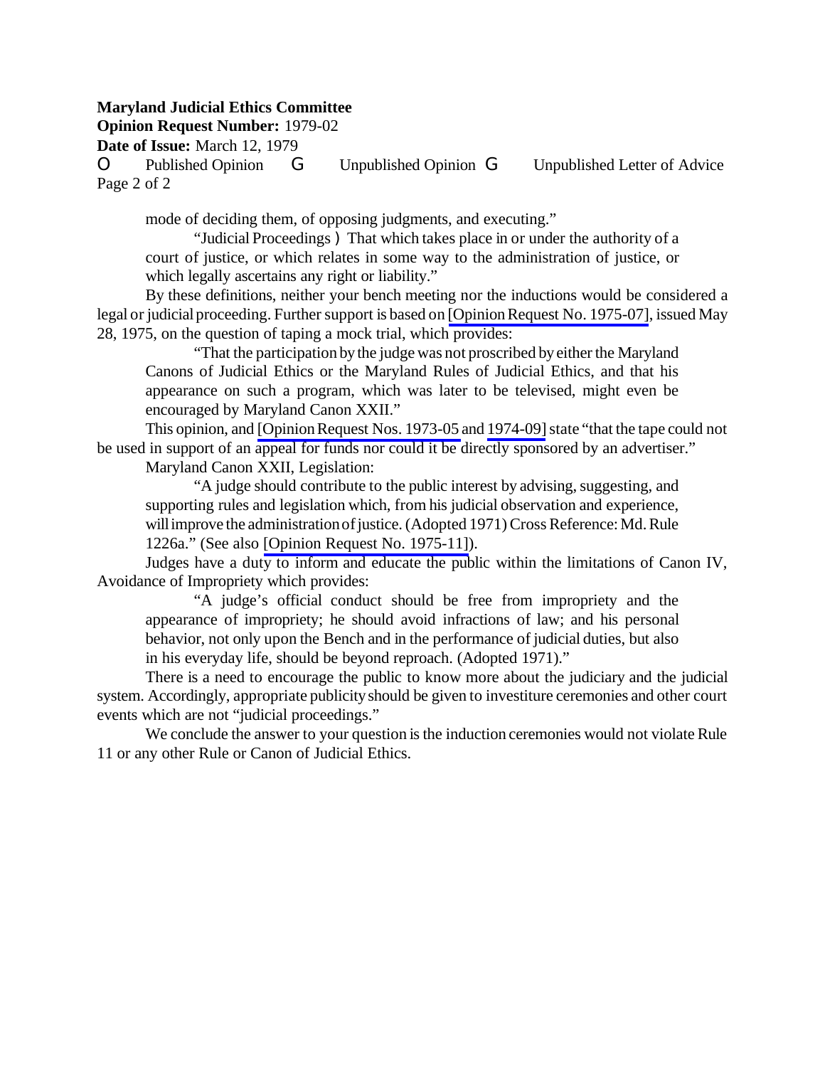mode of deciding them, of opposing judgments, and executing."

"Judicial Proceedings ) That which takes place in or under the authority of a court of justice, or which relates in some way to the administration of justice, or which legally ascertains any right or liability."

By these definitions, neither your bench meeting nor the inductions would be considered a legal or judicial proceeding. Further support is based on [Opinion Request No. 1975-07], issued May 28, 1975, on the question of taping a mock trial, which provides:

> "That the participation by the judge was not proscribed by either the Maryland Canons of Judicial Ethics or the Maryland Rules of Judicial Ethics, and that his appearance on such a program, which was later to be televised, might even be encouraged by Maryland Canon XXII."

This opinion, and [Opinion Request Nos. 1973-05 and 1974-09] state "that the tape could not be used in support of an appeal for funds nor could it be directly sponsored by an advertiser."

Maryland Canon XXII, Legislation:

> "A judge should contribute to the public interest by advising, suggesting, and supporting rules and legislation which, from his judicial observation and experience, will improve the administration of justice. (Adopted 1971) Cross Reference: Md. Rule 1226a." (See also [Opinion Request No. 1975-11]).

Judges have a duty to inform and educate the public within the limitations of Canon IV, Avoidance of Impropriety which provides:

> "A judge's official conduct should be free from impropriety and the appearance of impropriety; he should avoid infractions of law; and his personal behavior, not only upon the Bench and in the performance of judicial duties, but also in his everyday life, should be beyond reproach. (Adopted 1971)."

There is a need to encourage the public to know more about the judiciary and the judicial system. Accordingly, appropriate publicity should be given to investiture ceremonies and other court events which are not "judicial proceedings."

We conclude the answer to your question is the induction ceremonies would not violate Rule 11 or any other Rule or Canon of Judicial Ethics.